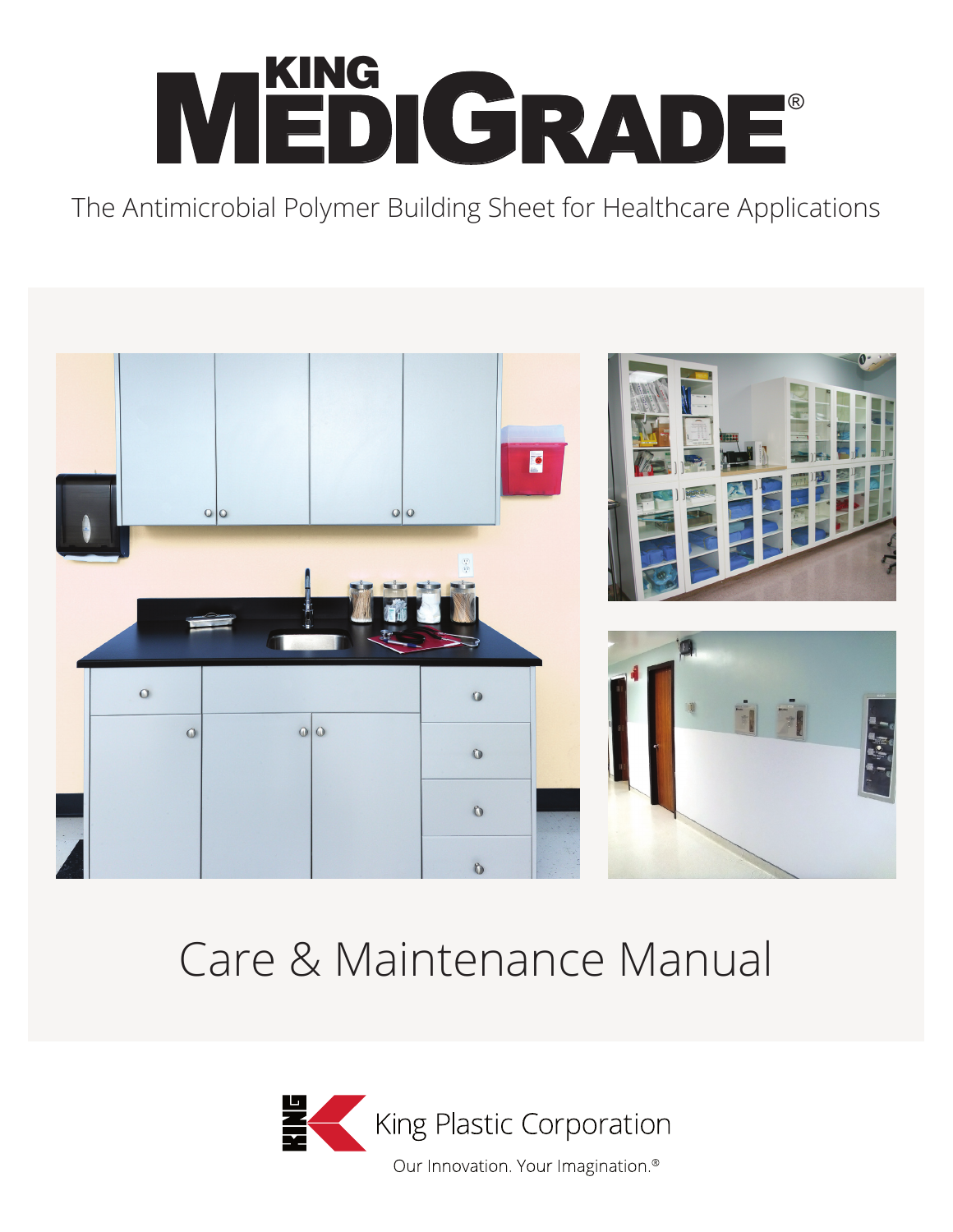# KING MEDIGRADE®

The Antimicrobial Polymer Building Sheet for Healthcare Applications

## Care & Maintenance Manual

King Plastic Corporation

Our Innovation. Your Imagination.®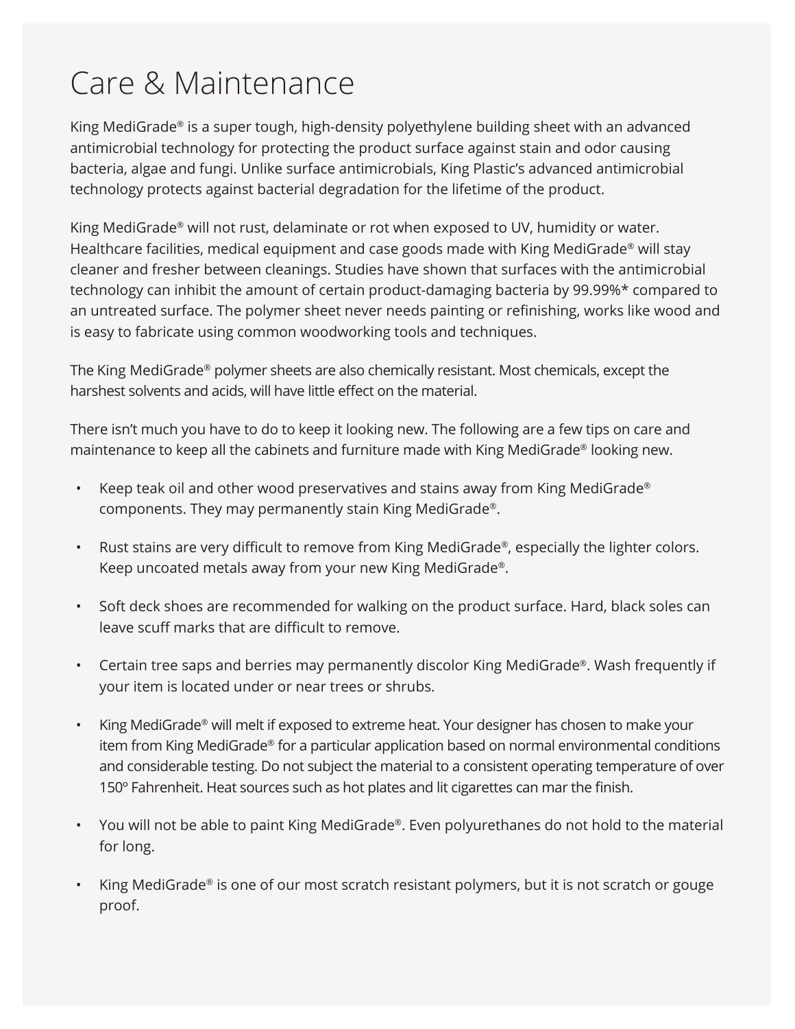# Care & Maintenance

King MediGrade® is a super tough, high-density polyethylene building sheet with an advanced antimicrobial technology for protecting the product surface against stain and odor causing bacteria, algae and fungi. Unlike surface antimicrobials, King Plastic's advanced antimicrobial technology protects against bacterial degradation for the lifetime of the product.

King MediGrade® will not rust, delaminate or rot when exposed to UV, humidity or water. Healthcare facilities, medical equipment and case goods made with King MediGrade® will stay cleaner and fresher between cleanings. Studies have shown that surfaces with the antimicrobial technology can inhibit the amount of certain product-damaging bacteria by 99.99%* compared to an untreated surface. The polymer sheet never needs painting or refinishing, works like wood and is easy to fabricate using common woodworking tools and techniques.

The King MediGrade® polymer sheets are also chemically resistant. Most chemicals, except the harshest solvents and acids, will have little effect on the material.

There isn't much you have to do to keep it looking new. The following are a few tips on care and maintenance to keep all the cabinets and furniture made with King MediGrade® looking new.

- Keep teak oil and other wood preservatives and stains away from King MediGrade® components. They may permanently stain King MediGrade®.
- Rust stains are very difficult to remove from King MediGrade®, especially the lighter colors. Keep uncoated metals away from your new King MediGrade®.
- Soft deck shoes are recommended for walking on the product surface. Hard, black soles can leave scuff marks that are difficult to remove.
- Certain tree saps and berries may permanently discolor King MediGrade®. Wash frequently if your item is located under or near trees or shrubs.
- King MediGrade® will melt if exposed to extreme heat. Your designer has chosen to make your item from King MediGrade® for a particular application based on normal environmental conditions and considerable testing. Do not subject the material to a consistent operating temperature of over 150º Fahrenheit. Heat sources such as hot plates and lit cigarettes can mar the finish.
- You will not be able to paint King MediGrade®. Even polyurethanes do not hold to the material for long.
- King MediGrade® is one of our most scratch resistant polymers, but it is not scratch or gouge proof.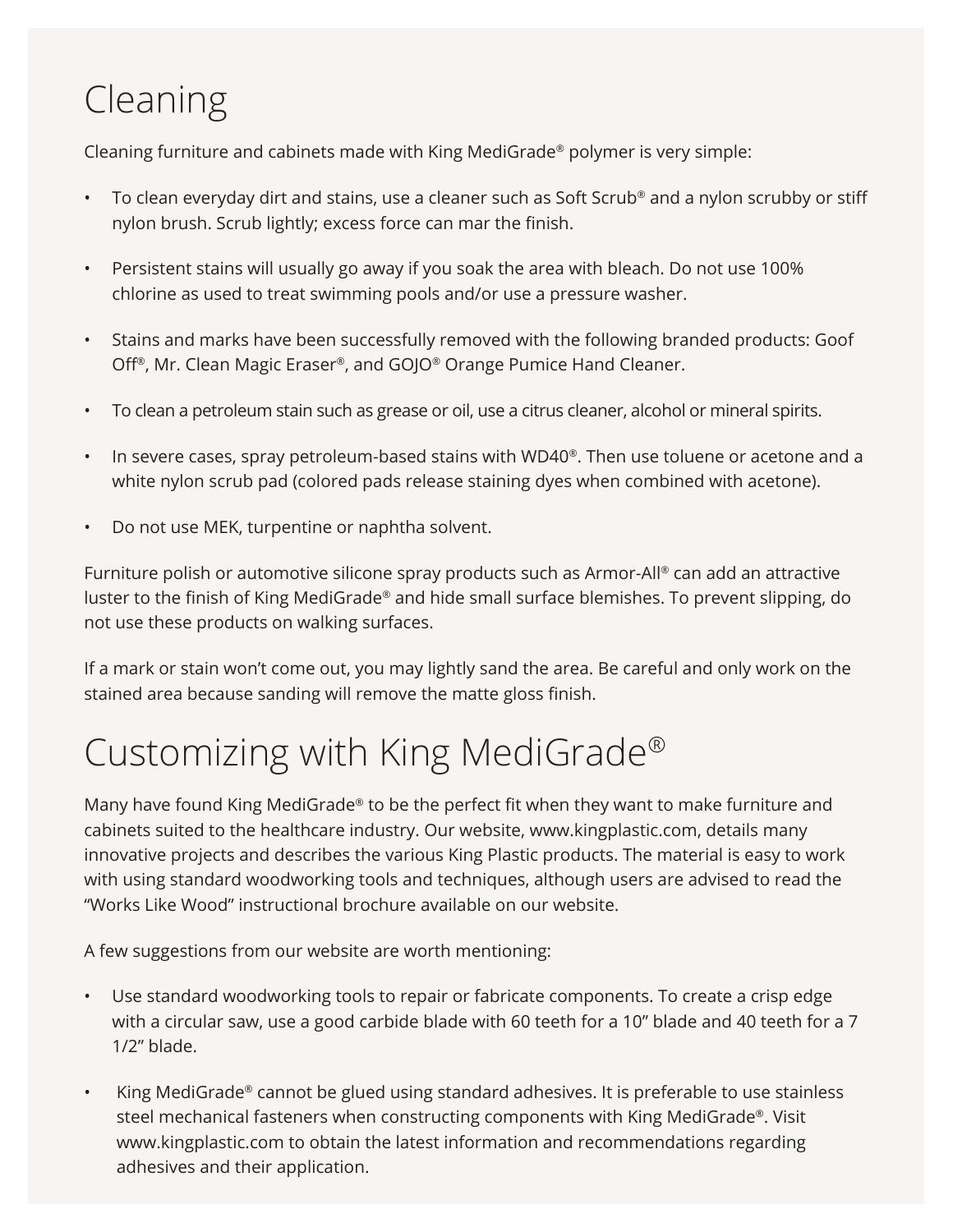# Cleaning

Cleaning furniture and cabinets made with King MediGrade® polymer is very simple:

- To clean everyday dirt and stains, use a cleaner such as Soft Scrub® and a nylon scrubby or stiff nylon brush. Scrub lightly; excess force can mar the finish.
- Persistent stains will usually go away if you soak the area with bleach. Do not use 100% chlorine as used to treat swimming pools and/or use a pressure washer.
- Stains and marks have been successfully removed with the following branded products: Goof Off®, Mr. Clean Magic Eraser®, and GOJO® Orange Pumice Hand Cleaner.
- To clean a petroleum stain such as grease or oil, use a citrus cleaner, alcohol or mineral spirits.
- In severe cases, spray petroleum-based stains with WD40®. Then use toluene or acetone and a white nylon scrub pad (colored pads release staining dyes when combined with acetone).
- Do not use MEK, turpentine or naphtha solvent.

Furniture polish or automotive silicone spray products such as Armor-All® can add an attractive luster to the finish of King MediGrade® and hide small surface blemishes. To prevent slipping, do not use these products on walking surfaces.

If a mark or stain won't come out, you may lightly sand the area. Be careful and only work on the stained area because sanding will remove the matte gloss finish.

# Customizing with King MediGrade®

Many have found King MediGrade® to be the perfect fit when they want to make furniture and cabinets suited to the healthcare industry. Our website, www.kingplastic.com, details many innovative projects and describes the various King Plastic products. The material is easy to work with using standard woodworking tools and techniques, although users are advised to read the "Works Like Wood" instructional brochure available on our website.

A few suggestions from our website are worth mentioning:

- Use standard woodworking tools to repair or fabricate components. To create a crisp edge with a circular saw, use a good carbide blade with 60 teeth for a 10" blade and 40 teeth for a 7 1/2" blade.
- King MediGrade® cannot be glued using standard adhesives. It is preferable to use stainless steel mechanical fasteners when constructing components with King MediGrade®. Visit www.kingplastic.com to obtain the latest information and recommendations regarding adhesives and their application.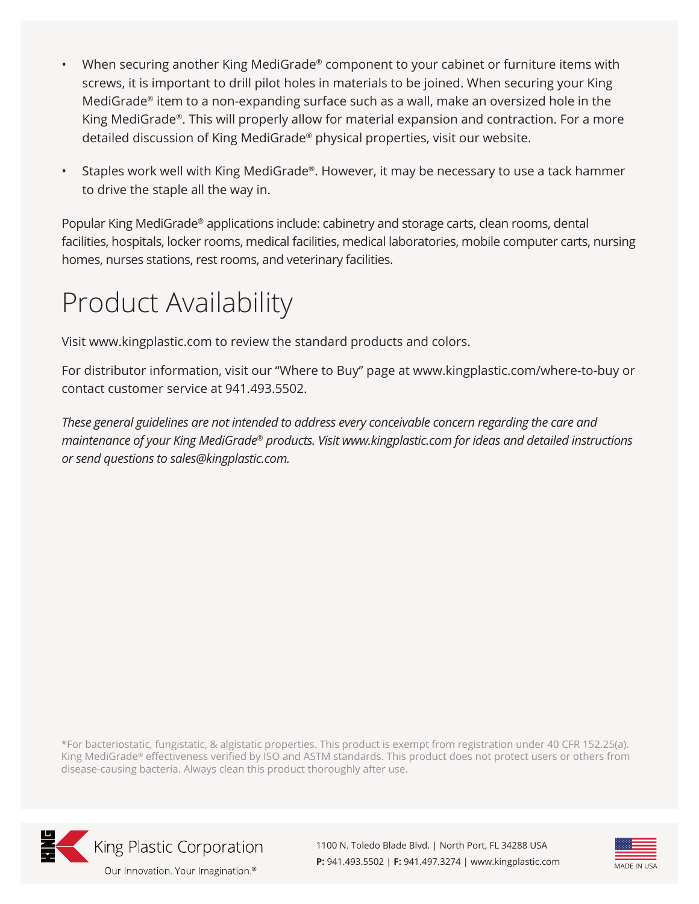- When securing another King MediGrade® component to your cabinet or furniture items with screws, it is important to drill pilot holes in materials to be joined. When securing your King MediGrade® item to a non-expanding surface such as a wall, make an oversized hole in the King MediGrade®. This will properly allow for material expansion and contraction. For a more detailed discussion of King MediGrade® physical properties, visit our website.
- Staples work well with King MediGrade®. However, it may be necessary to use a tack hammer to drive the staple all the way in.

Popular King MediGrade® applications include: cabinetry and storage carts, clean rooms, dental facilities, hospitals, locker rooms, medical facilities, medical laboratories, mobile computer carts, nursing homes, nurses stations, rest rooms, and veterinary facilities.

# Product Availability

Visit www.kingplastic.com to review the standard products and colors.

For distributor information, visit our "Where to Buy" page at www.kingplastic.com/where-to-buy or contact customer service at 941.493.5502.

*These general guidelines are not intended to address every conceivable concern regarding the care and maintenance of your King MediGrade® products. Visit www.kingplastic.com for ideas and detailed instructions or send questions to sales@kingplastic.com.*

*For bacteriostatic, fungistatic, & algistatic properties. This product is exempt from registration under 40 CFR 152.25(a). King MediGrade® effectiveness verified by ISO and ASTM standards. This product does not protect users or others from disease-causing bacteria. Always clean this product thoroughly after use.

King Plastic Corporation

Our Innovation. Your Imagination.®

1100 N. Toledo Blade Blvd. | North Port, FL 34288 USA

**P:** 941.493.5502 | **F:** 941.497.3274 | www.kingplastic.com

MADE IN USA